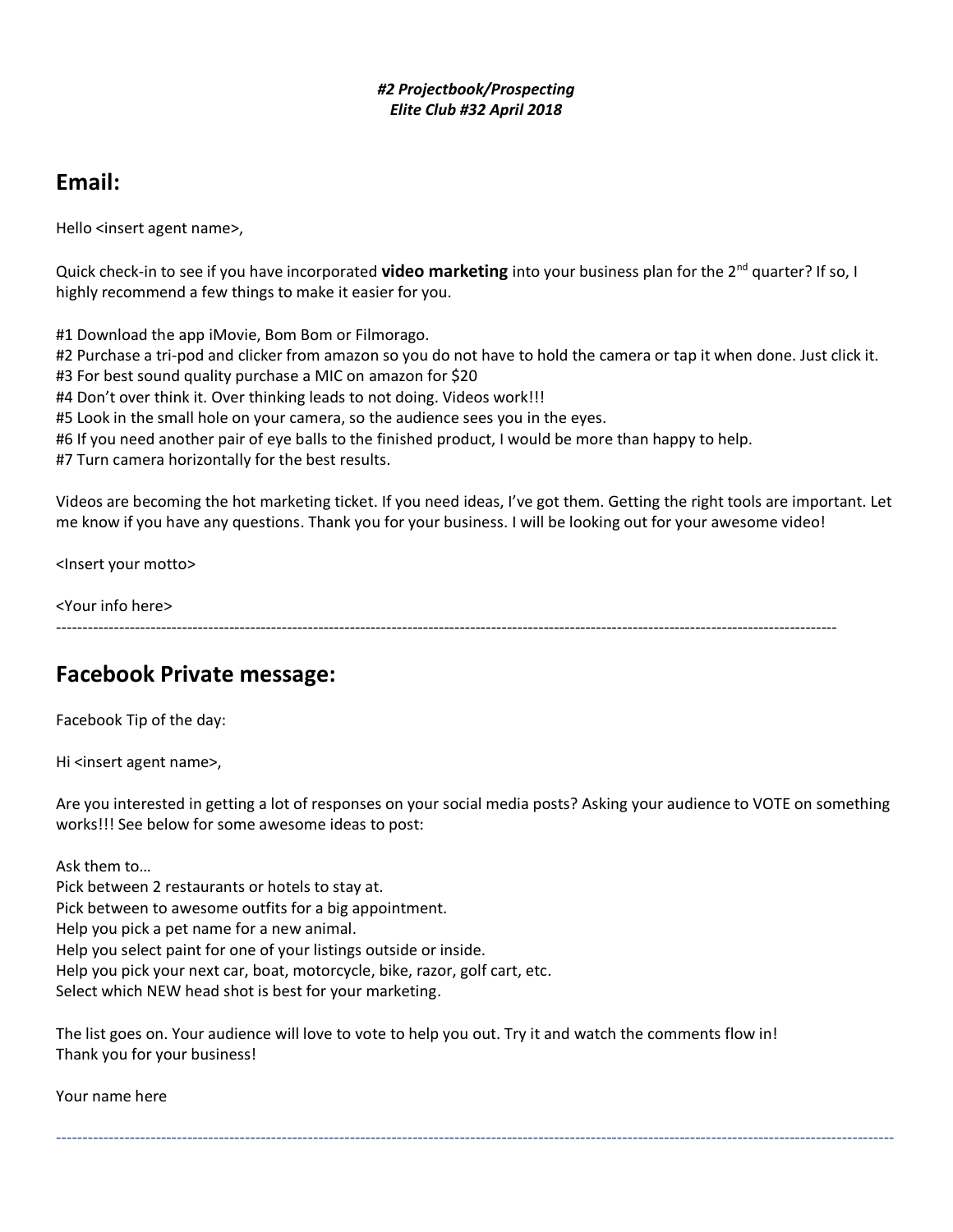***#2 Projectbook/Prospecting***
***Elite Club #32 April 2018***

## Email:

Hello <insert agent name>,

Quick check-in to see if you have incorporated **video marketing** into your business plan for the 2nd quarter? If so, I highly recommend a few things to make it easier for you.

#1 Download the app iMovie, Bom Bom or Filmorago.
#2 Purchase a tri-pod and clicker from amazon so you do not have to hold the camera or tap it when done. Just click it.
#3 For best sound quality purchase a MIC on amazon for $20
#4 Don't over think it. Over thinking leads to not doing. Videos work!!!
#5 Look in the small hole on your camera, so the audience sees you in the eyes.
#6 If you need another pair of eye balls to the finished product, I would be more than happy to help.
#7 Turn camera horizontally for the best results.

Videos are becoming the hot marketing ticket. If you need ideas, I've got them. Getting the right tools are important. Let me know if you have any questions. Thank you for your business. I will be looking out for your awesome video!

<Insert your motto>

<Your info here>

---

## Facebook Private message:

Facebook Tip of the day:

Hi <insert agent name>,

Are you interested in getting a lot of responses on your social media posts? Asking your audience to VOTE on something works!!! See below for some awesome ideas to post:

Ask them to…
Pick between 2 restaurants or hotels to stay at.
Pick between to awesome outfits for a big appointment.
Help you pick a pet name for a new animal.
Help you select paint for one of your listings outside or inside.
Help you pick your next car, boat, motorcycle, bike, razor, golf cart, etc.
Select which NEW head shot is best for your marketing.

The list goes on. Your audience will love to vote to help you out. Try it and watch the comments flow in!
Thank you for your business!

Your name here

---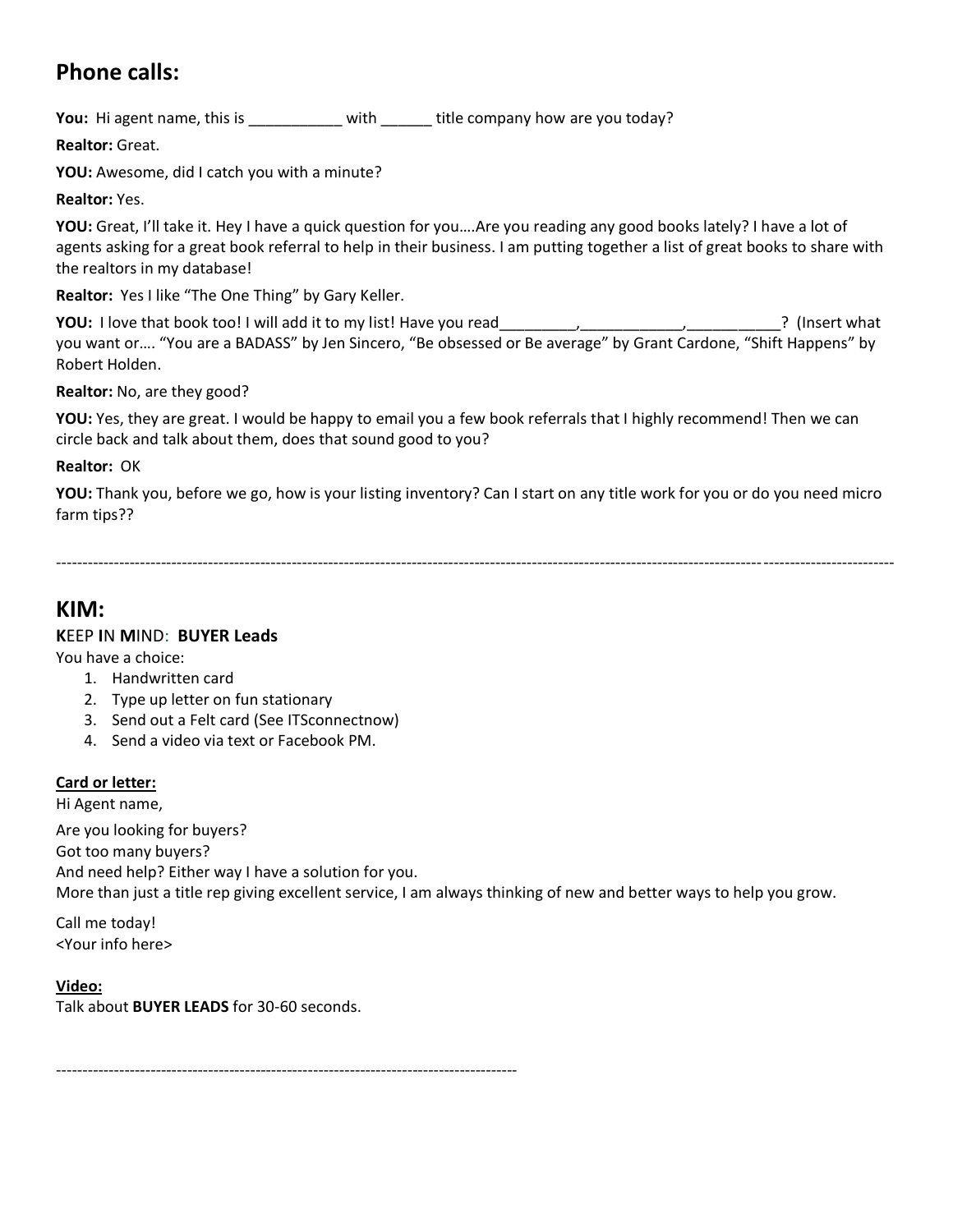## Phone calls:

**You:** Hi agent name, this is ___________ with ______ title company how are you today?

**Realtor:** Great.

**YOU:** Awesome, did I catch you with a minute?

**Realtor:** Yes.

**YOU:** Great, I'll take it. Hey I have a quick question for you….Are you reading any good books lately? I have a lot of agents asking for a great book referral to help in their business. I am putting together a list of great books to share with the realtors in my database!

**Realtor:** Yes I like "The One Thing" by Gary Keller.

**YOU:** I love that book too! I will add it to my list! Have you read_________,____________,___________? (Insert what you want or…. "You are a BADASS" by Jen Sincero, "Be obsessed or Be average" by Grant Cardone, "Shift Happens" by Robert Holden.

**Realtor:** No, are they good?

**YOU:** Yes, they are great. I would be happy to email you a few book referrals that I highly recommend! Then we can circle back and talk about them, does that sound good to you?

**Realtor:** OK

**YOU:** Thank you, before we go, how is your listing inventory? Can I start on any title work for you or do you need micro farm tips??

---

## KIM:

### **K**EEP **I**N **M**IND: **BUYER Leads**

You have a choice:

1. Handwritten card
2. Type up letter on fun stationary
3. Send out a Felt card (See ITSconnectnow)
4. Send a video via text or Facebook PM.

**<u>Card or letter:</u>**

Hi Agent name,

Are you looking for buyers?
Got too many buyers?
And need help? Either way I have a solution for you.
More than just a title rep giving excellent service, I am always thinking of new and better ways to help you grow.

Call me today!
<Your info here>

**<u>Video:</u>**

Talk about **BUYER LEADS** for 30-60 seconds.

---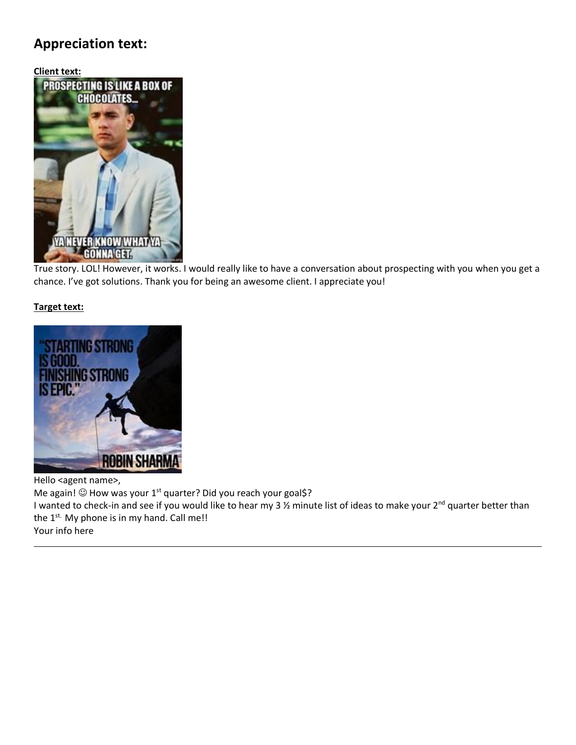# Appreciation text:

**Client text:**

True story. LOL! However, it works. I would really like to have a conversation about prospecting with you when you get a chance. I've got solutions. Thank you for being an awesome client. I appreciate you!

**Target text:**

Hello <agent name>,
Me again! ☺ How was your 1st quarter? Did you reach your goal$?
I wanted to check-in and see if you would like to hear my 3 ½ minute list of ideas to make your 2nd quarter better than the 1st. My phone is in my hand. Call me!!
Your info here

---